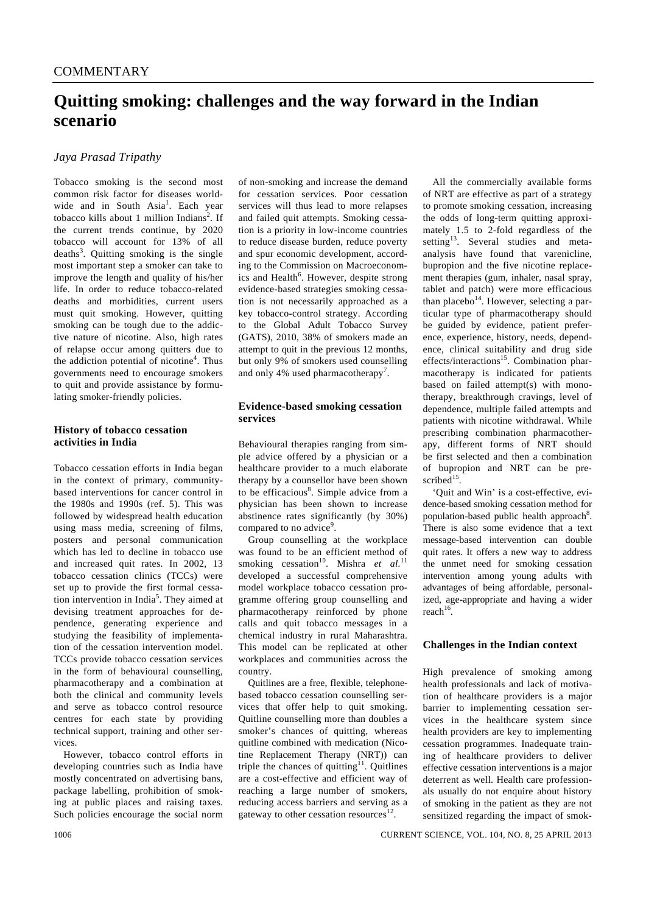COMMENTARY

# Quitting smoking: challenges and the way forward in the Indian scenario

*Jaya Prasad Tripathy*

Tobacco smoking is the second most common risk factor for diseases worldwide and in South Asia[1]. Each year tobacco kills about 1 million Indians[2]. If the current trends continue, by 2020 tobacco will account for 13% of all deaths[3]. Quitting smoking is the single most important step a smoker can take to improve the length and quality of his/her life. In order to reduce tobacco-related deaths and morbidities, current users must quit smoking. However, quitting smoking can be tough due to the addictive nature of nicotine. Also, high rates of relapse occur among quitters due to the addiction potential of nicotine[4]. Thus governments need to encourage smokers to quit and provide assistance by formulating smoker-friendly policies.

## History of tobacco cessation activities in India

Tobacco cessation efforts in India began in the context of primary, community-based interventions for cancer control in the 1980s and 1990s (ref. 5). This was followed by widespread health education using mass media, screening of films, posters and personal communication which has led to decline in tobacco use and increased quit rates. In 2002, 13 tobacco cessation clinics (TCCs) were set up to provide the first formal cessation intervention in India[5]. They aimed at devising treatment approaches for dependence, generating experience and studying the feasibility of implementation of the cessation intervention model. TCCs provide tobacco cessation services in the form of behavioural counselling, pharmacotherapy and a combination at both the clinical and community levels and serve as tobacco control resource centres for each state by providing technical support, training and other services.

However, tobacco control efforts in developing countries such as India have mostly concentrated on advertising bans, package labelling, prohibition of smoking at public places and raising taxes. Such policies encourage the social norm of non-smoking and increase the demand for cessation services. Poor cessation services will thus lead to more relapses and failed quit attempts. Smoking cessation is a priority in low-income countries to reduce disease burden, reduce poverty and spur economic development, according to the Commission on Macroeconomics and Health[6]. However, despite strong evidence-based strategies smoking cessation is not necessarily approached as a key tobacco-control strategy. According to the Global Adult Tobacco Survey (GATS), 2010, 38% of smokers made an attempt to quit in the previous 12 months, but only 9% of smokers used counselling and only 4% used pharmacotherapy[7].

## Evidence-based smoking cessation services

Behavioural therapies ranging from simple advice offered by a physician or a healthcare provider to a much elaborate therapy by a counsellor have been shown to be efficacious[8]. Simple advice from a physician has been shown to increase abstinence rates significantly (by 30%) compared to no advice[9].

Group counselling at the workplace was found to be an efficient method of smoking cessation[10]. Mishra *et al.*[11] developed a successful comprehensive model workplace tobacco cessation programme offering group counselling and pharmacotherapy reinforced by phone calls and quit tobacco messages in a chemical industry in rural Maharashtra. This model can be replicated at other workplaces and communities across the country.

Quitlines are a free, flexible, telephone-based tobacco cessation counselling services that offer help to quit smoking. Quitline counselling more than doubles a smoker's chances of quitting, whereas quitline combined with medication (Nicotine Replacement Therapy (NRT)) can triple the chances of quitting[11]. Quitlines are a cost-effective and efficient way of reaching a large number of smokers, reducing access barriers and serving as a gateway to other cessation resources[12].

All the commercially available forms of NRT are effective as part of a strategy to promote smoking cessation, increasing the odds of long-term quitting approximately 1.5 to 2-fold regardless of the setting[13]. Several studies and meta-analysis have found that varenicline, bupropion and the five nicotine replacement therapies (gum, inhaler, nasal spray, tablet and patch) were more efficacious than placebo[14]. However, selecting a particular type of pharmacotherapy should be guided by evidence, patient preference, experience, history, needs, dependence, clinical suitability and drug side effects/interactions[15]. Combination pharmacotherapy is indicated for patients based on failed attempt(s) with monotherapy, breakthrough cravings, level of dependence, multiple failed attempts and patients with nicotine withdrawal. While prescribing combination pharmacotherapy, different forms of NRT should be first selected and then a combination of bupropion and NRT can be prescribed[15].

'Quit and Win' is a cost-effective, evidence-based smoking cessation method for population-based public health approach[8]. There is also some evidence that a text message-based intervention can double quit rates. It offers a new way to address the unmet need for smoking cessation intervention among young adults with advantages of being affordable, personalized, age-appropriate and having a wider reach[16].

## Challenges in the Indian context

High prevalence of smoking among health professionals and lack of motivation of healthcare providers is a major barrier to implementing cessation services in the healthcare system since health providers are key to implementing cessation programmes. Inadequate training of healthcare providers to deliver effective cessation interventions is a major deterrent as well. Health care professionals usually do not enquire about history of smoking in the patient as they are not sensitized regarding the impact of smok-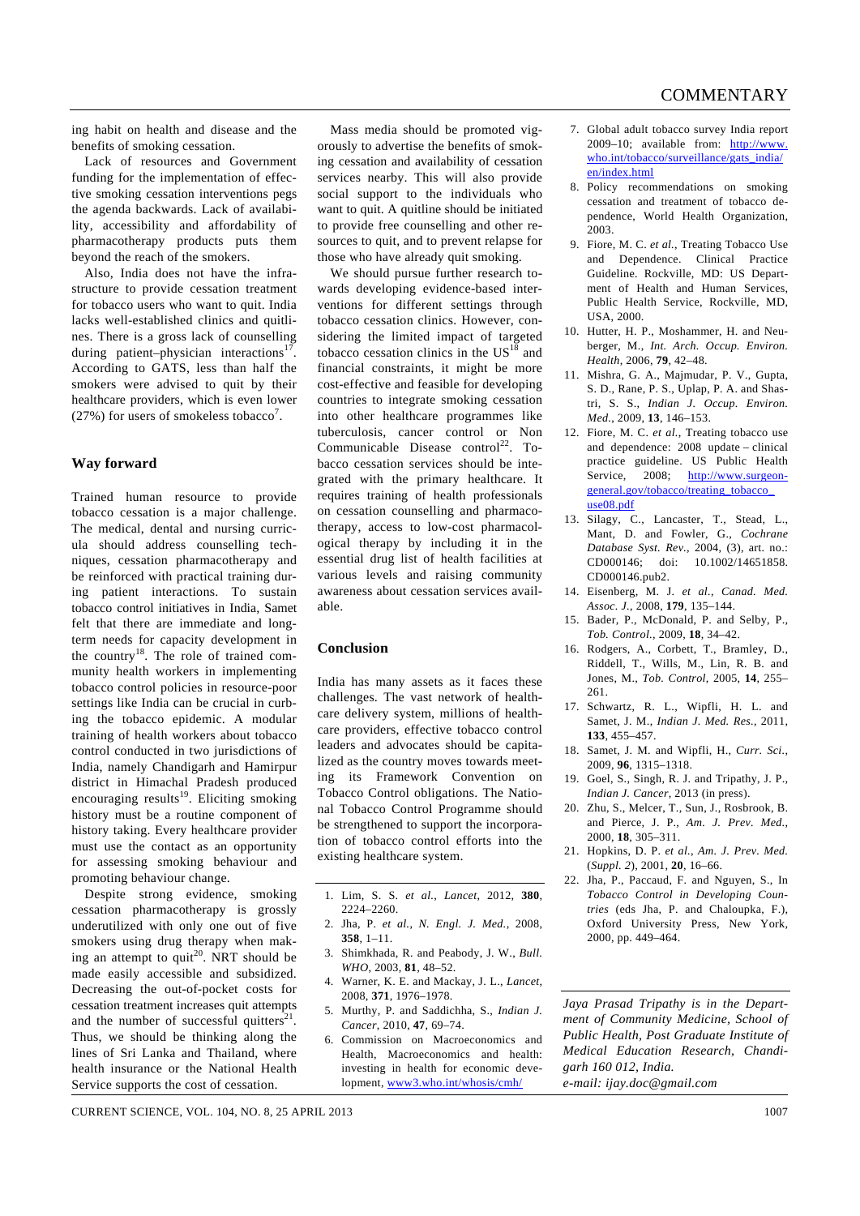ing habit on health and disease and the benefits of smoking cessation.

Lack of resources and Government funding for the implementation of effective smoking cessation interventions pegs the agenda backwards. Lack of availability, accessibility and affordability of pharmacotherapy products puts them beyond the reach of the smokers.

Also, India does not have the infrastructure to provide cessation treatment for tobacco users who want to quit. India lacks well-established clinics and quitlines. There is a gross lack of counselling during patient–physician interactions[17]. According to GATS, less than half the smokers were advised to quit by their healthcare providers, which is even lower (27%) for users of smokeless tobacco[7].

## Way forward

Trained human resource to provide tobacco cessation is a major challenge. The medical, dental and nursing curricula should address counselling techniques, cessation pharmacotherapy and be reinforced with practical training during patient interactions. To sustain tobacco control initiatives in India, Samet felt that there are immediate and long-term needs for capacity development in the country[18]. The role of trained community health workers in implementing tobacco control policies in resource-poor settings like India can be crucial in curbing the tobacco epidemic. A modular training of health workers about tobacco control conducted in two jurisdictions of India, namely Chandigarh and Hamirpur district in Himachal Pradesh produced encouraging results[19]. Eliciting smoking history must be a routine component of history taking. Every healthcare provider must use the contact as an opportunity for assessing smoking behaviour and promoting behaviour change.

Despite strong evidence, smoking cessation pharmacotherapy is grossly underutilized with only one out of five smokers using drug therapy when making an attempt to quit[20]. NRT should be made easily accessible and subsidized. Decreasing the out-of-pocket costs for cessation treatment increases quit attempts and the number of successful quitters[21]. Thus, we should be thinking along the lines of Sri Lanka and Thailand, where health insurance or the National Health Service supports the cost of cessation.

Mass media should be promoted vigorously to advertise the benefits of smoking cessation and availability of cessation services nearby. This will also provide social support to the individuals who want to quit. A quitline should be initiated to provide free counselling and other resources to quit, and to prevent relapse for those who have already quit smoking.

We should pursue further research towards developing evidence-based interventions for different settings through tobacco cessation clinics. However, considering the limited impact of targeted tobacco cessation clinics in the US[18] and financial constraints, it might be more cost-effective and feasible for developing countries to integrate smoking cessation into other healthcare programmes like tuberculosis, cancer control or Non Communicable Disease control[22]. Tobacco cessation services should be integrated with the primary healthcare. It requires training of health professionals on cessation counselling and pharmacotherapy, access to low-cost pharmacological therapy by including it in the essential drug list of health facilities at various levels and raising community awareness about cessation services available.

## Conclusion

India has many assets as it faces these challenges. The vast network of healthcare delivery system, millions of healthcare providers, effective tobacco control leaders and advocates should be capitalized as the country moves towards meeting its Framework Convention on Tobacco Control obligations. The National Tobacco Control Programme should be strengthened to support the incorporation of tobacco control efforts into the existing healthcare system.

1. Lim, S. S. *et al.*, *Lancet*, 2012, **380**, 2224–2260.
2. Jha, P. *et al.*, *N. Engl. J. Med.*, 2008, **358**, 1–11.
3. Shimkhada, R. and Peabody, J. W., *Bull. WHO*, 2003, **81**, 48–52.
4. Warner, K. E. and Mackay, J. L., *Lancet*, 2008, **371**, 1976–1978.
5. Murthy, P. and Saddichha, S., *Indian J. Cancer*, 2010, **47**, 69–74.
6. Commission on Macroeconomics and Health, Macroeconomics and health: investing in health for economic development, www3.who.int/whosis/cmh/
7. Global adult tobacco survey India report 2009–10; available from: http://www.who.int/tobacco/surveillance/gats_india/en/index.html
8. Policy recommendations on smoking cessation and treatment of tobacco dependence, World Health Organization, 2003.
9. Fiore, M. C. *et al.*, Treating Tobacco Use and Dependence. Clinical Practice Guideline. Rockville, MD: US Department of Health and Human Services, Public Health Service, Rockville, MD, USA, 2000.
10. Hutter, H. P., Moshammer, H. and Neuberger, M., *Int. Arch. Occup. Environ. Health*, 2006, **79**, 42–48.
11. Mishra, G. A., Majmudar, P. V., Gupta, S. D., Rane, P. S., Uplap, P. A. and Shastri, S. S., *Indian J. Occup. Environ. Med.*, 2009, **13**, 146–153.
12. Fiore, M. C. *et al.*, Treating tobacco use and dependence: 2008 update – clinical practice guideline. US Public Health Service, 2008; http://www.surgeongeneral.gov/tobacco/treating_tobacco_use08.pdf
13. Silagy, C., Lancaster, T., Stead, L., Mant, D. and Fowler, G., *Cochrane Database Syst. Rev.*, 2004, (3), art. no.: CD000146; doi: 10.1002/14651858.CD000146.pub2.
14. Eisenberg, M. J. *et al.*, *Canad. Med. Assoc. J.*, 2008, **179**, 135–144.
15. Bader, P., McDonald, P. and Selby, P., *Tob. Control.*, 2009, **18**, 34–42.
16. Rodgers, A., Corbett, T., Bramley, D., Riddell, T., Wills, M., Lin, R. B. and Jones, M., *Tob. Control*, 2005, **14**, 255–261.
17. Schwartz, R. L., Wipfli, H. L. and Samet, J. M., *Indian J. Med. Res.*, 2011, **133**, 455–457.
18. Samet, J. M. and Wipfli, H., *Curr. Sci.*, 2009, **96**, 1315–1318.
19. Goel, S., Singh, R. J. and Tripathy, J. P., *Indian J. Cancer*, 2013 (in press).
20. Zhu, S., Melcer, T., Sun, J., Rosbrook, B. and Pierce, J. P., *Am. J. Prev. Med.*, 2000, **18**, 305–311.
21. Hopkins, D. P. *et al.*, *Am. J. Prev. Med.* (*Suppl. 2*), 2001, **20**, 16–66.
22. Jha, P., Paccaud, F. and Nguyen, S., In *Tobacco Control in Developing Countries* (eds Jha, P. and Chaloupka, F.), Oxford University Press, New York, 2000, pp. 449–464.

*Jaya Prasad Tripathy is in the Department of Community Medicine, School of Public Health, Post Graduate Institute of Medical Education and Research, Chandigarh 160 012, India.*
*e-mail: ijay.doc@gmail.com*